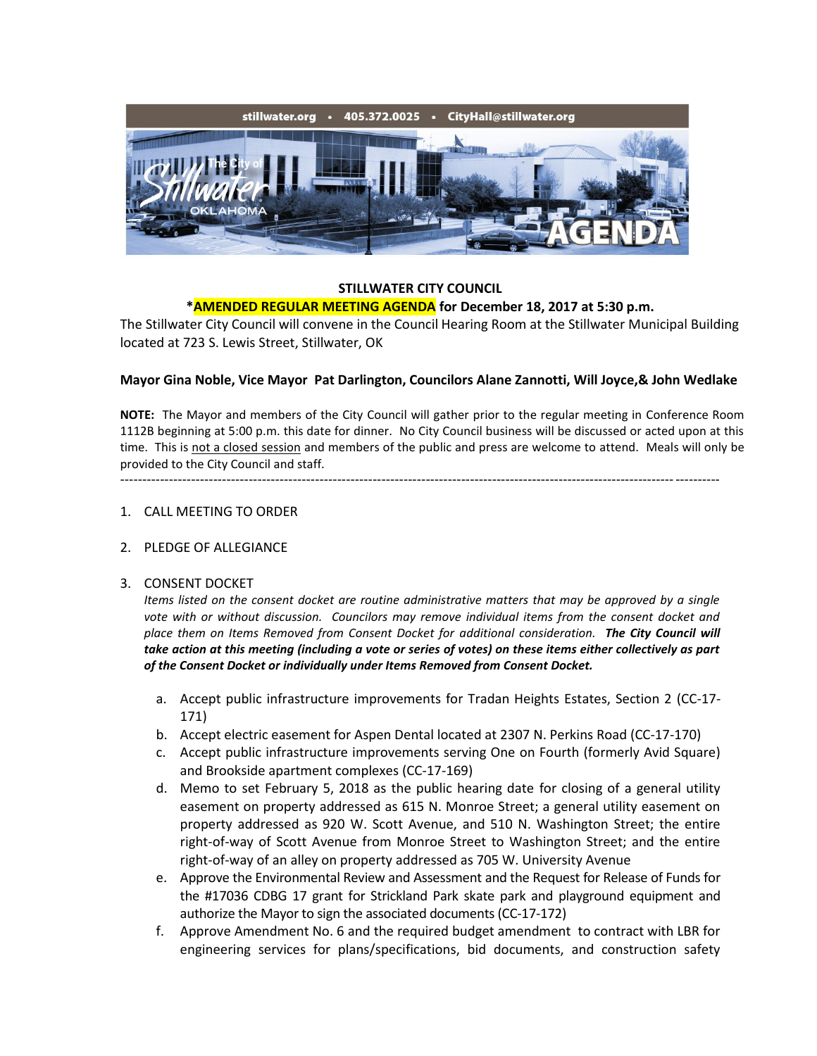stillwater.org • 405.372.0025 • CityHall@stillwater.org

# STILLWATER CITY COUNCIL

## *AMENDED REGULAR MEETING AGENDA for December 18, 2017 at 5:30 p.m.

The Stillwater City Council will convene in the Council Hearing Room at the Stillwater Municipal Building located at 723 S. Lewis Street, Stillwater, OK

**Mayor Gina Noble, Vice Mayor Pat Darlington, Councilors Alane Zannotti, Will Joyce,& John Wedlake**

**NOTE:** The Mayor and members of the City Council will gather prior to the regular meeting in Conference Room 1112B beginning at 5:00 p.m. this date for dinner. No City Council business will be discussed or acted upon at this time. This is not a closed session and members of the public and press are welcome to attend. Meals will only be provided to the City Council and staff.

---

1. CALL MEETING TO ORDER

2. PLEDGE OF ALLEGIANCE

3. CONSENT DOCKET

   *Items listed on the consent docket are routine administrative matters that may be approved by a single vote with or without discussion. Councilors may remove individual items from the consent docket and place them on Items Removed from Consent Docket for additional consideration.* ***The City Council will take action at this meeting (including a vote or series of votes) on these items either collectively as part of the Consent Docket or individually under Items Removed from Consent Docket.***

   a. Accept public infrastructure improvements for Tradan Heights Estates, Section 2 (CC-17-171)
   b. Accept electric easement for Aspen Dental located at 2307 N. Perkins Road (CC-17-170)
   c. Accept public infrastructure improvements serving One on Fourth (formerly Avid Square) and Brookside apartment complexes (CC-17-169)
   d. Memo to set February 5, 2018 as the public hearing date for closing of a general utility easement on property addressed as 615 N. Monroe Street; a general utility easement on property addressed as 920 W. Scott Avenue, and 510 N. Washington Street; the entire right-of-way of Scott Avenue from Monroe Street to Washington Street; and the entire right-of-way of an alley on property addressed as 705 W. University Avenue
   e. Approve the Environmental Review and Assessment and the Request for Release of Funds for the #17036 CDBG 17 grant for Strickland Park skate park and playground equipment and authorize the Mayor to sign the associated documents (CC-17-172)
   f. Approve Amendment No. 6 and the required budget amendment to contract with LBR for engineering services for plans/specifications, bid documents, and construction safety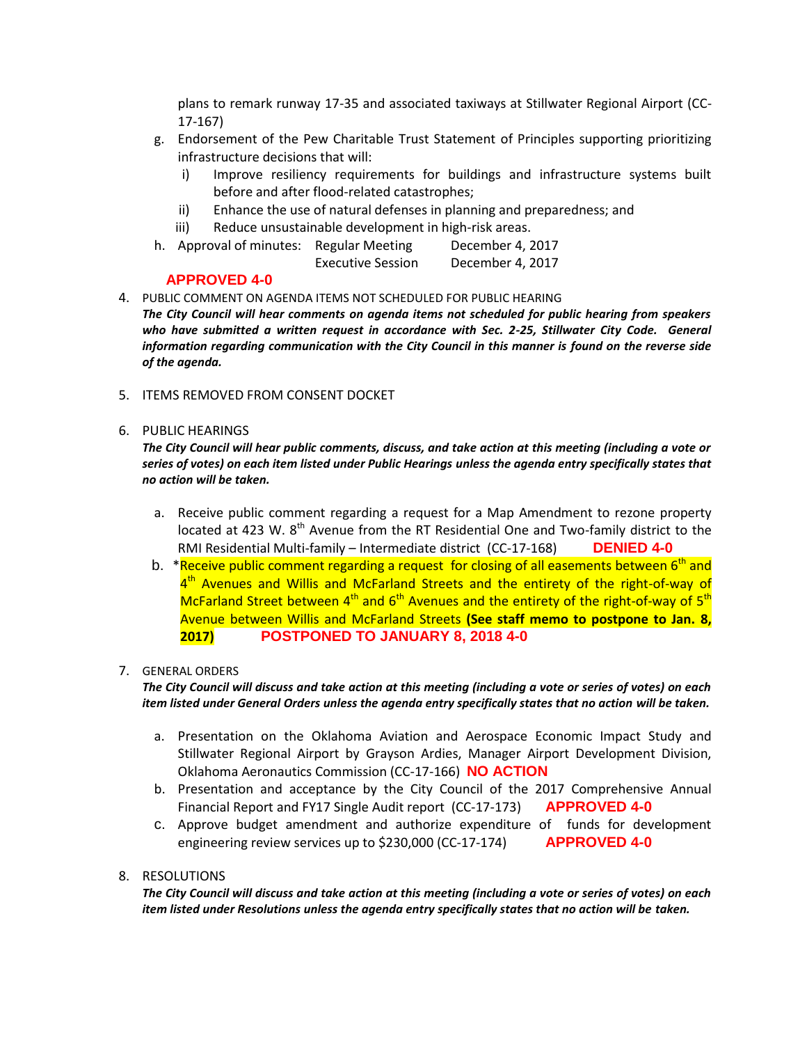plans to remark runway 17-35 and associated taxiways at Stillwater Regional Airport (CC-17-167)

g. Endorsement of the Pew Charitable Trust Statement of Principles supporting prioritizing infrastructure decisions that will:
   i) Improve resiliency requirements for buildings and infrastructure systems built before and after flood-related catastrophes;
   ii) Enhance the use of natural defenses in planning and preparedness; and
   iii) Reduce unsustainable development in high-risk areas.

h. Approval of minutes: Regular Meeting December 4, 2017
   Executive Session December 4, 2017

**APPROVED 4-0**

4. PUBLIC COMMENT ON AGENDA ITEMS NOT SCHEDULED FOR PUBLIC HEARING

***The City Council will hear comments on agenda items not scheduled for public hearing from speakers who have submitted a written request in accordance with Sec. 2-25, Stillwater City Code. General information regarding communication with the City Council in this manner is found on the reverse side of the agenda.***

5. ITEMS REMOVED FROM CONSENT DOCKET

6. PUBLIC HEARINGS

***The City Council will hear public comments, discuss, and take action at this meeting (including a vote or series of votes) on each item listed under Public Hearings unless the agenda entry specifically states that no action will be taken.***

a. Receive public comment regarding a request for a Map Amendment to rezone property located at 423 W. 8th Avenue from the RT Residential One and Two-family district to the RMI Residential Multi-family – Intermediate district (CC-17-168) **DENIED 4-0**

b. *Receive public comment regarding a request for closing of all easements between 6th and 4th Avenues and Willis and McFarland Streets and the entirety of the right-of-way of McFarland Street between 4th and 6th Avenues and the entirety of the right-of-way of 5th Avenue between Willis and McFarland Streets **(See staff memo to postpone to Jan. 8, 2017)** **POSTPONED TO JANUARY 8, 2018 4-0**

7. GENERAL ORDERS

***The City Council will discuss and take action at this meeting (including a vote or series of votes) on each item listed under General Orders unless the agenda entry specifically states that no action will be taken.***

a. Presentation on the Oklahoma Aviation and Aerospace Economic Impact Study and Stillwater Regional Airport by Grayson Ardies, Manager Airport Development Division, Oklahoma Aeronautics Commission (CC-17-166) **NO ACTION**

b. Presentation and acceptance by the City Council of the 2017 Comprehensive Annual Financial Report and FY17 Single Audit report (CC-17-173) **APPROVED 4-0**

c. Approve budget amendment and authorize expenditure of funds for development engineering review services up to $230,000 (CC-17-174) **APPROVED 4-0**

8. RESOLUTIONS

***The City Council will discuss and take action at this meeting (including a vote or series of votes) on each item listed under Resolutions unless the agenda entry specifically states that no action will be taken.***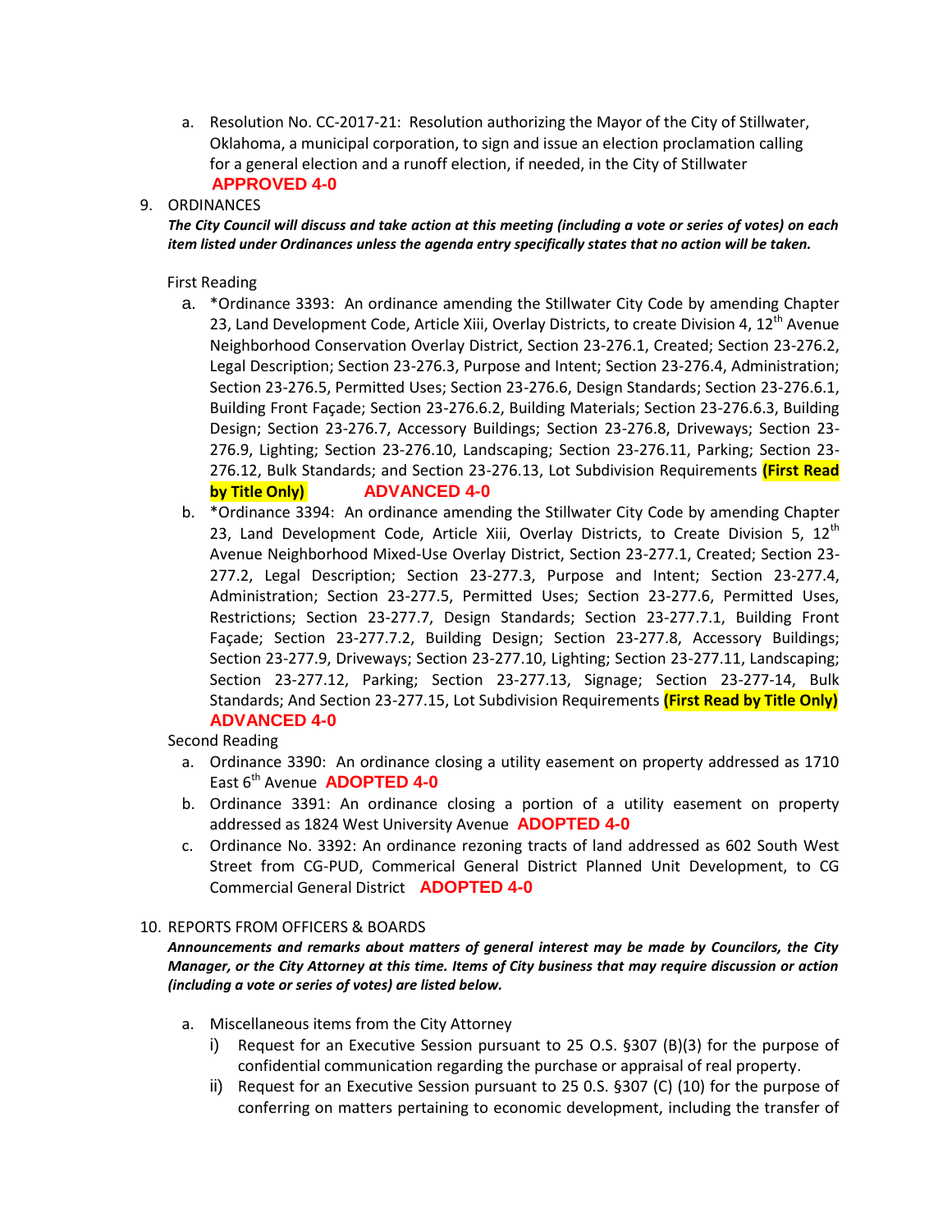a. Resolution No. CC-2017-21: Resolution authorizing the Mayor of the City of Stillwater, Oklahoma, a municipal corporation, to sign and issue an election proclamation calling for a general election and a runoff election, if needed, in the City of Stillwater **APPROVED 4-0**

9. ORDINANCES

***The City Council will discuss and take action at this meeting (including a vote or series of votes) on each item listed under Ordinances unless the agenda entry specifically states that no action will be taken.***

First Reading

a. *Ordinance 3393: An ordinance amending the Stillwater City Code by amending Chapter 23, Land Development Code, Article Xiii, Overlay Districts, to create Division 4, 12th Avenue Neighborhood Conservation Overlay District, Section 23-276.1, Created; Section 23-276.2, Legal Description; Section 23-276.3, Purpose and Intent; Section 23-276.4, Administration; Section 23-276.5, Permitted Uses; Section 23-276.6, Design Standards; Section 23-276.6.1, Building Front Façade; Section 23-276.6.2, Building Materials; Section 23-276.6.3, Building Design; Section 23-276.7, Accessory Buildings; Section 23-276.8, Driveways; Section 23-276.9, Lighting; Section 23-276.10, Landscaping; Section 23-276.11, Parking; Section 23-276.12, Bulk Standards; and Section 23-276.13, Lot Subdivision Requirements **(First Read by Title Only)** **ADVANCED 4-0**

b. *Ordinance 3394: An ordinance amending the Stillwater City Code by amending Chapter 23, Land Development Code, Article Xiii, Overlay Districts, to Create Division 5, 12th Avenue Neighborhood Mixed-Use Overlay District, Section 23-277.1, Created; Section 23-277.2, Legal Description; Section 23-277.3, Purpose and Intent; Section 23-277.4, Administration; Section 23-277.5, Permitted Uses; Section 23-277.6, Permitted Uses, Restrictions; Section 23-277.7, Design Standards; Section 23-277.7.1, Building Front Façade; Section 23-277.7.2, Building Design; Section 23-277.8, Accessory Buildings; Section 23-277.9, Driveways; Section 23-277.10, Lighting; Section 23-277.11, Landscaping; Section 23-277.12, Parking; Section 23-277.13, Signage; Section 23-277-14, Bulk Standards; And Section 23-277.15, Lot Subdivision Requirements **(First Read by Title Only)** **ADVANCED 4-0**

Second Reading

a. Ordinance 3390: An ordinance closing a utility easement on property addressed as 1710 East 6th Avenue **ADOPTED 4-0**

b. Ordinance 3391: An ordinance closing a portion of a utility easement on property addressed as 1824 West University Avenue **ADOPTED 4-0**

c. Ordinance No. 3392: An ordinance rezoning tracts of land addressed as 602 South West Street from CG-PUD, Commerical General District Planned Unit Development, to CG Commercial General District **ADOPTED 4-0**

10. REPORTS FROM OFFICERS & BOARDS

***Announcements and remarks about matters of general interest may be made by Councilors, the City Manager, or the City Attorney at this time. Items of City business that may require discussion or action (including a vote or series of votes) are listed below.***

a. Miscellaneous items from the City Attorney
   i) Request for an Executive Session pursuant to 25 O.S. §307 (B)(3) for the purpose of confidential communication regarding the purchase or appraisal of real property.
   ii) Request for an Executive Session pursuant to 25 O.S. §307 (C) (10) for the purpose of conferring on matters pertaining to economic development, including the transfer of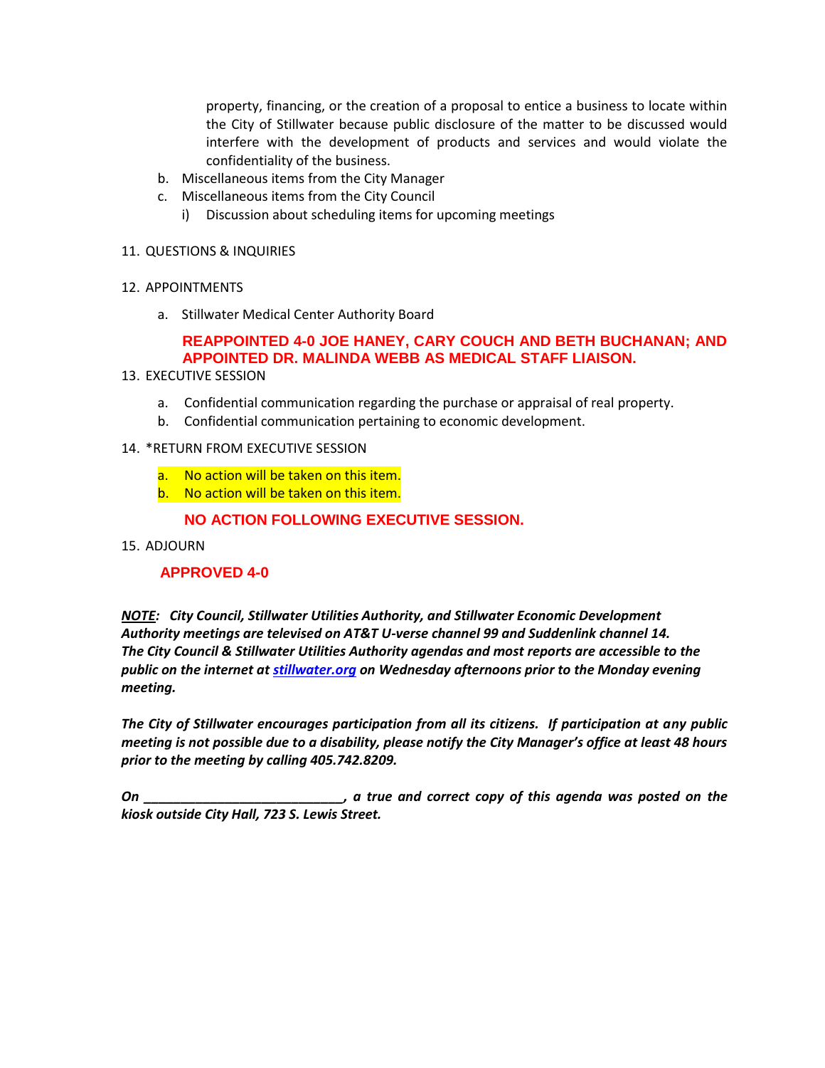property, financing, or the creation of a proposal to entice a business to locate within the City of Stillwater because public disclosure of the matter to be discussed would interfere with the development of products and services and would violate the confidentiality of the business.

b. Miscellaneous items from the City Manager

c. Miscellaneous items from the City Council

    i) Discussion about scheduling items for upcoming meetings

11. QUESTIONS & INQUIRIES

12. APPOINTMENTS

    a. Stillwater Medical Center Authority Board

    **REAPPOINTED 4-0 JOE HANEY, CARY COUCH AND BETH BUCHANAN; AND APPOINTED DR. MALINDA WEBB AS MEDICAL STAFF LIAISON.**

13. EXECUTIVE SESSION

    a. Confidential communication regarding the purchase or appraisal of real property.
    b. Confidential communication pertaining to economic development.

14. *RETURN FROM EXECUTIVE SESSION

    a. No action will be taken on this item.
    b. No action will be taken on this item.

    **NO ACTION FOLLOWING EXECUTIVE SESSION.**

15. ADJOURN

    **APPROVED 4-0**

***NOTE*: City Council, Stillwater Utilities Authority, and Stillwater Economic Development Authority meetings are televised on AT&T U-verse channel 99 and Suddenlink channel 14. The City Council & Stillwater Utilities Authority agendas and most reports are accessible to the public on the internet at stillwater.org on Wednesday afternoons prior to the Monday evening meeting.**

***The City of Stillwater encourages participation from all its citizens. If participation at any public meeting is not possible due to a disability, please notify the City Manager's office at least 48 hours prior to the meeting by calling 405.742.8209.***

***On ___________________________, a true and correct copy of this agenda was posted on the kiosk outside City Hall, 723 S. Lewis Street.***